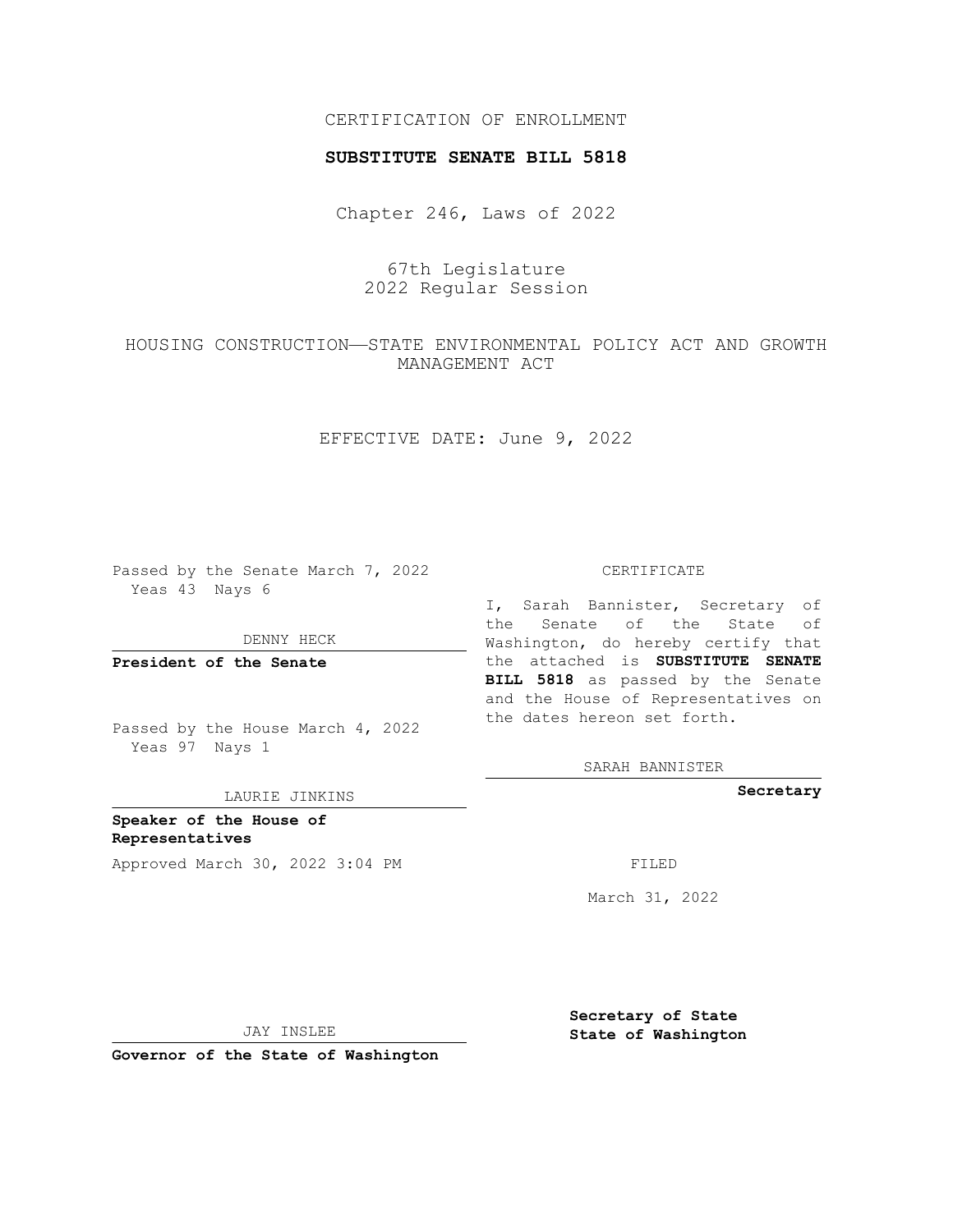CERTIFICATION OF ENROLLMENT

**SUBSTITUTE SENATE BILL 5818**

Chapter 246, Laws of 2022

67th Legislature
2022 Regular Session

HOUSING CONSTRUCTION—STATE ENVIRONMENTAL POLICY ACT AND GROWTH MANAGEMENT ACT

EFFECTIVE DATE: June 9, 2022

Passed by the Senate March 7, 2022
Yeas 43 Nays 6

DENNY HECK

**President of the Senate**

Passed by the House March 4, 2022
Yeas 97 Nays 1

LAURIE JINKINS

**Speaker of the House of Representatives**

Approved March 30, 2022 3:04 PM

JAY INSLEE

**Governor of the State of Washington**

CERTIFICATE

I, Sarah Bannister, Secretary of the Senate of the State of Washington, do hereby certify that the attached is **SUBSTITUTE SENATE BILL 5818** as passed by the Senate and the House of Representatives on the dates hereon set forth.

SARAH BANNISTER

**Secretary**

FILED

March 31, 2022

**Secretary of State**
**State of Washington**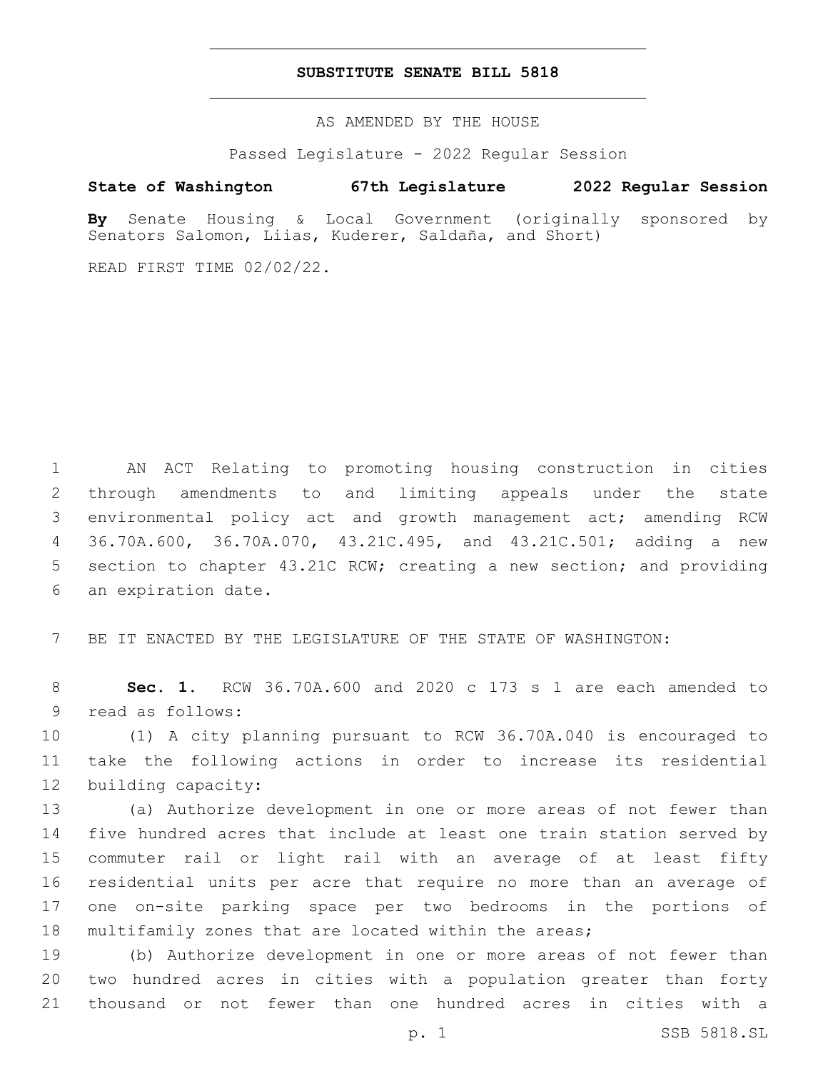# SUBSTITUTE SENATE BILL 5818

AS AMENDED BY THE HOUSE

Passed Legislature - 2022 Regular Session

**State of Washington 67th Legislature 2022 Regular Session**

**By** Senate Housing & Local Government (originally sponsored by Senators Salomon, Liias, Kuderer, Saldaña, and Short)

READ FIRST TIME 02/02/22.

AN ACT Relating to promoting housing construction in cities through amendments to and limiting appeals under the state environmental policy act and growth management act; amending RCW 36.70A.600, 36.70A.070, 43.21C.495, and 43.21C.501; adding a new section to chapter 43.21C RCW; creating a new section; and providing an expiration date.

BE IT ENACTED BY THE LEGISLATURE OF THE STATE OF WASHINGTON:

**Sec. 1.** RCW 36.70A.600 and 2020 c 173 s 1 are each amended to read as follows:

(1) A city planning pursuant to RCW 36.70A.040 is encouraged to take the following actions in order to increase its residential building capacity:

(a) Authorize development in one or more areas of not fewer than five hundred acres that include at least one train station served by commuter rail or light rail with an average of at least fifty residential units per acre that require no more than an average of one on-site parking space per two bedrooms in the portions of multifamily zones that are located within the areas;

(b) Authorize development in one or more areas of not fewer than two hundred acres in cities with a population greater than forty thousand or not fewer than one hundred acres in cities with a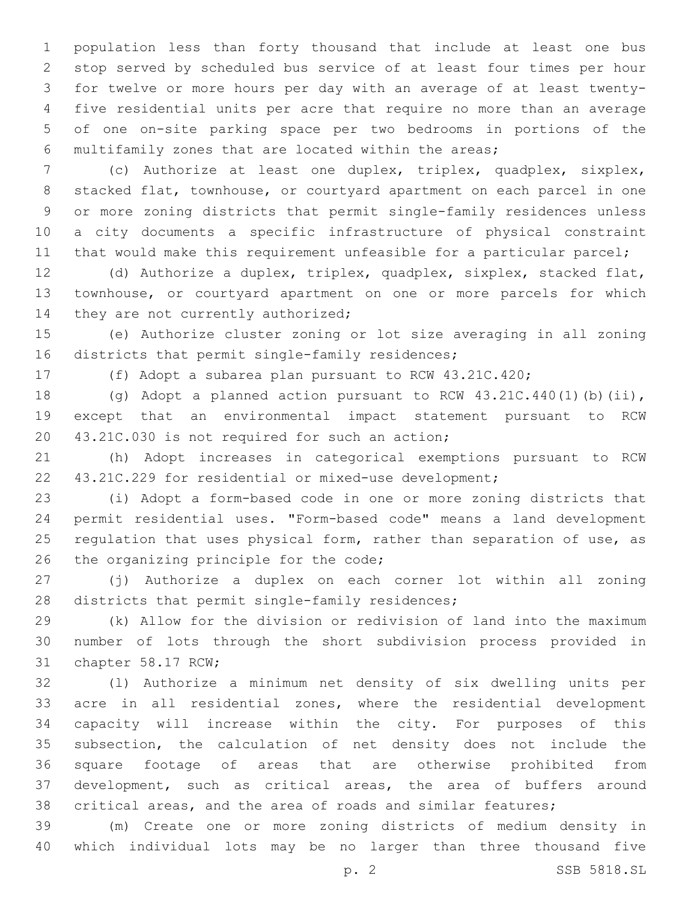population less than forty thousand that include at least one bus stop served by scheduled bus service of at least four times per hour for twelve or more hours per day with an average of at least twenty-five residential units per acre that require no more than an average of one on-site parking space per two bedrooms in portions of the multifamily zones that are located within the areas;

(c) Authorize at least one duplex, triplex, quadplex, sixplex, stacked flat, townhouse, or courtyard apartment on each parcel in one or more zoning districts that permit single-family residences unless a city documents a specific infrastructure of physical constraint that would make this requirement unfeasible for a particular parcel;

(d) Authorize a duplex, triplex, quadplex, sixplex, stacked flat, townhouse, or courtyard apartment on one or more parcels for which they are not currently authorized;

(e) Authorize cluster zoning or lot size averaging in all zoning districts that permit single-family residences;

(f) Adopt a subarea plan pursuant to RCW 43.21C.420;

(g) Adopt a planned action pursuant to RCW 43.21C.440(1)(b)(ii), except that an environmental impact statement pursuant to RCW 43.21C.030 is not required for such an action;

(h) Adopt increases in categorical exemptions pursuant to RCW 43.21C.229 for residential or mixed-use development;

(i) Adopt a form-based code in one or more zoning districts that permit residential uses. "Form-based code" means a land development regulation that uses physical form, rather than separation of use, as the organizing principle for the code;

(j) Authorize a duplex on each corner lot within all zoning districts that permit single-family residences;

(k) Allow for the division or redivision of land into the maximum number of lots through the short subdivision process provided in chapter 58.17 RCW;

(l) Authorize a minimum net density of six dwelling units per acre in all residential zones, where the residential development capacity will increase within the city. For purposes of this subsection, the calculation of net density does not include the square footage of areas that are otherwise prohibited from development, such as critical areas, the area of buffers around critical areas, and the area of roads and similar features;

(m) Create one or more zoning districts of medium density in which individual lots may be no larger than three thousand five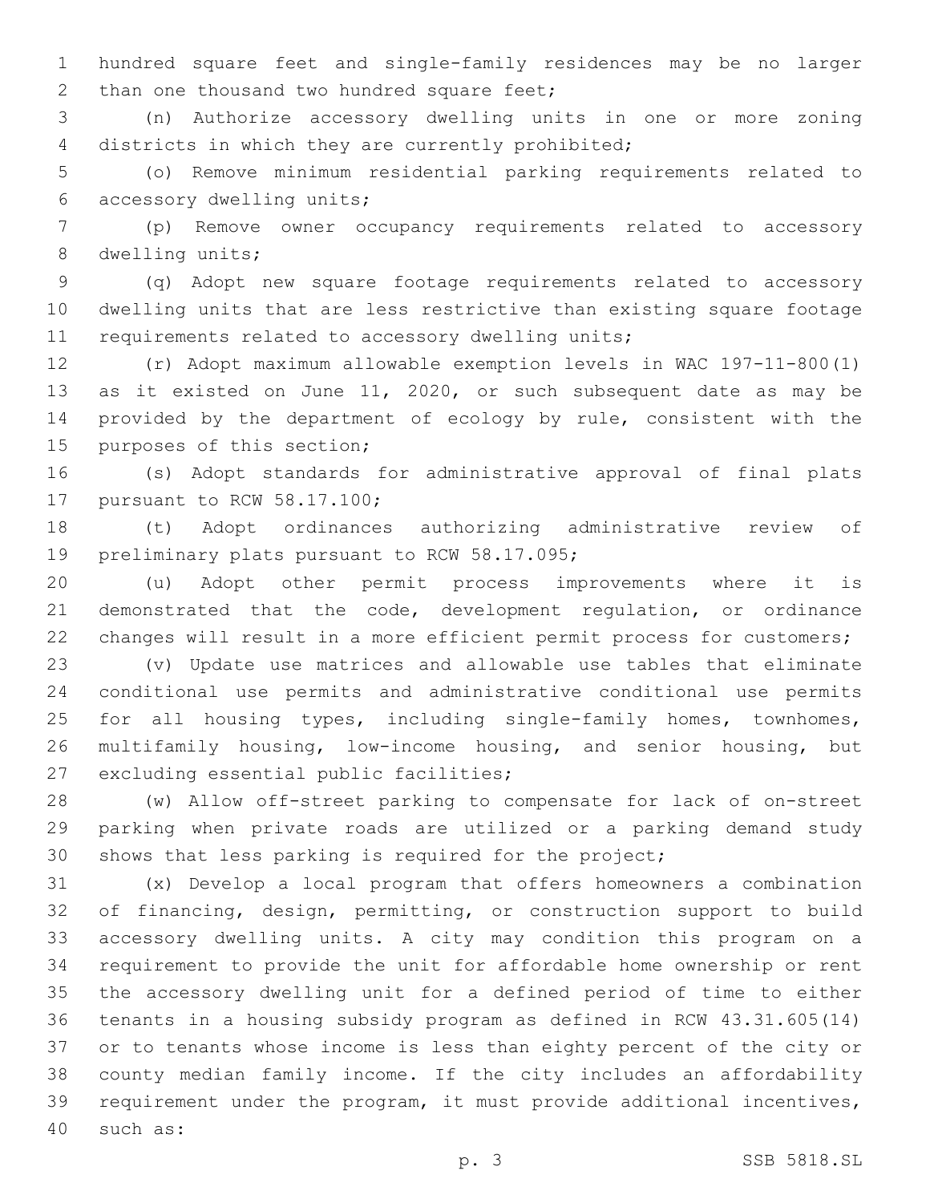hundred square feet and single-family residences may be no larger than one thousand two hundred square feet;

(n) Authorize accessory dwelling units in one or more zoning districts in which they are currently prohibited;

(o) Remove minimum residential parking requirements related to accessory dwelling units;

(p) Remove owner occupancy requirements related to accessory dwelling units;

(q) Adopt new square footage requirements related to accessory dwelling units that are less restrictive than existing square footage requirements related to accessory dwelling units;

(r) Adopt maximum allowable exemption levels in WAC 197-11-800(1) as it existed on June 11, 2020, or such subsequent date as may be provided by the department of ecology by rule, consistent with the purposes of this section;

(s) Adopt standards for administrative approval of final plats pursuant to RCW 58.17.100;

(t) Adopt ordinances authorizing administrative review of preliminary plats pursuant to RCW 58.17.095;

(u) Adopt other permit process improvements where it is demonstrated that the code, development regulation, or ordinance changes will result in a more efficient permit process for customers;

(v) Update use matrices and allowable use tables that eliminate conditional use permits and administrative conditional use permits for all housing types, including single-family homes, townhomes, multifamily housing, low-income housing, and senior housing, but excluding essential public facilities;

(w) Allow off-street parking to compensate for lack of on-street parking when private roads are utilized or a parking demand study shows that less parking is required for the project;

(x) Develop a local program that offers homeowners a combination of financing, design, permitting, or construction support to build accessory dwelling units. A city may condition this program on a requirement to provide the unit for affordable home ownership or rent the accessory dwelling unit for a defined period of time to either tenants in a housing subsidy program as defined in RCW 43.31.605(14) or to tenants whose income is less than eighty percent of the city or county median family income. If the city includes an affordability requirement under the program, it must provide additional incentives, such as: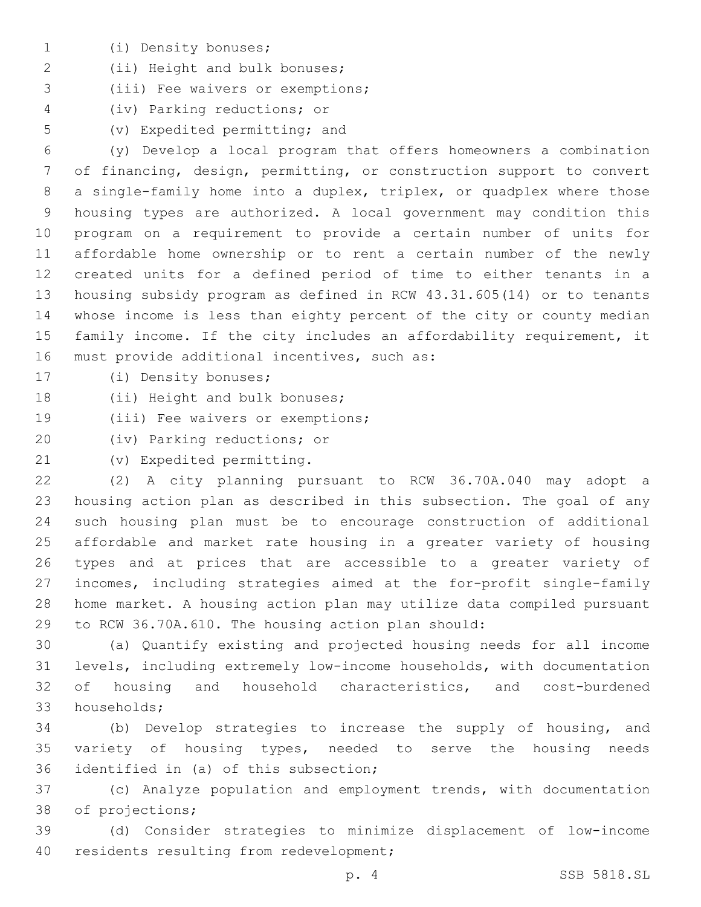(i) Density bonuses;

(ii) Height and bulk bonuses;

(iii) Fee waivers or exemptions;

(iv) Parking reductions; or

(v) Expedited permitting; and

(y) Develop a local program that offers homeowners a combination of financing, design, permitting, or construction support to convert a single-family home into a duplex, triplex, or quadplex where those housing types are authorized. A local government may condition this program on a requirement to provide a certain number of units for affordable home ownership or to rent a certain number of the newly created units for a defined period of time to either tenants in a housing subsidy program as defined in RCW 43.31.605(14) or to tenants whose income is less than eighty percent of the city or county median family income. If the city includes an affordability requirement, it must provide additional incentives, such as:

(i) Density bonuses;

(ii) Height and bulk bonuses;

(iii) Fee waivers or exemptions;

(iv) Parking reductions; or

(v) Expedited permitting.

(2) A city planning pursuant to RCW 36.70A.040 may adopt a housing action plan as described in this subsection. The goal of any such housing plan must be to encourage construction of additional affordable and market rate housing in a greater variety of housing types and at prices that are accessible to a greater variety of incomes, including strategies aimed at the for-profit single-family home market. A housing action plan may utilize data compiled pursuant to RCW 36.70A.610. The housing action plan should:

(a) Quantify existing and projected housing needs for all income levels, including extremely low-income households, with documentation of housing and household characteristics, and cost-burdened households;

(b) Develop strategies to increase the supply of housing, and variety of housing types, needed to serve the housing needs identified in (a) of this subsection;

(c) Analyze population and employment trends, with documentation of projections;

(d) Consider strategies to minimize displacement of low-income residents resulting from redevelopment;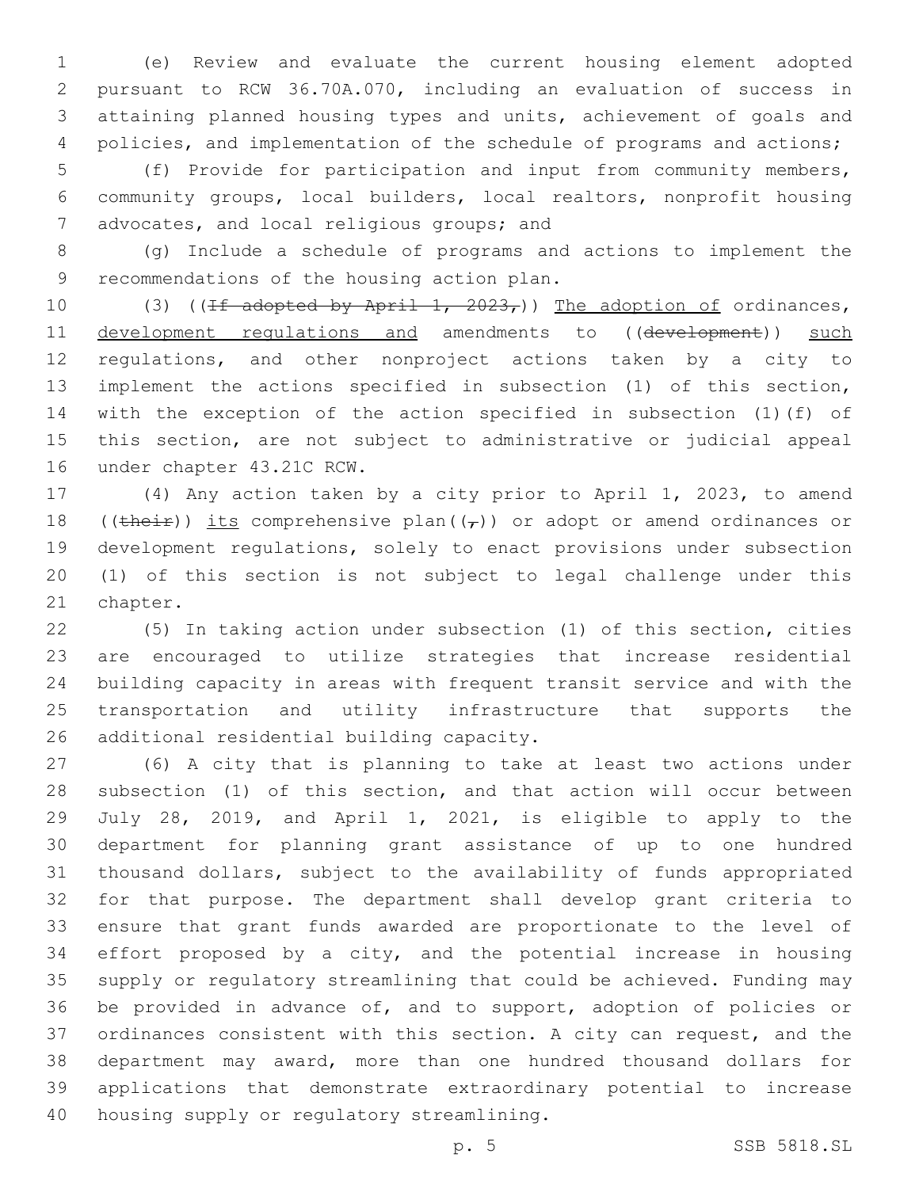(e) Review and evaluate the current housing element adopted pursuant to RCW 36.70A.070, including an evaluation of success in attaining planned housing types and units, achievement of goals and policies, and implementation of the schedule of programs and actions;

(f) Provide for participation and input from community members, community groups, local builders, local realtors, nonprofit housing advocates, and local religious groups; and

(g) Include a schedule of programs and actions to implement the recommendations of the housing action plan.

(3) ((~~If adopted by April 1, 2023,~~)) <u>The adoption of</u> ordinances, <u>development regulations and</u> amendments to ((~~development~~)) <u>such</u> regulations, and other nonproject actions taken by a city to implement the actions specified in subsection (1) of this section, with the exception of the action specified in subsection (1)(f) of this section, are not subject to administrative or judicial appeal under chapter 43.21C RCW.

(4) Any action taken by a city prior to April 1, 2023, to amend ((~~their~~)) <u>its</u> comprehensive plan((~~,~~)) or adopt or amend ordinances or development regulations, solely to enact provisions under subsection (1) of this section is not subject to legal challenge under this chapter.

(5) In taking action under subsection (1) of this section, cities are encouraged to utilize strategies that increase residential building capacity in areas with frequent transit service and with the transportation and utility infrastructure that supports the additional residential building capacity.

(6) A city that is planning to take at least two actions under subsection (1) of this section, and that action will occur between July 28, 2019, and April 1, 2021, is eligible to apply to the department for planning grant assistance of up to one hundred thousand dollars, subject to the availability of funds appropriated for that purpose. The department shall develop grant criteria to ensure that grant funds awarded are proportionate to the level of effort proposed by a city, and the potential increase in housing supply or regulatory streamlining that could be achieved. Funding may be provided in advance of, and to support, adoption of policies or ordinances consistent with this section. A city can request, and the department may award, more than one hundred thousand dollars for applications that demonstrate extraordinary potential to increase housing supply or regulatory streamlining.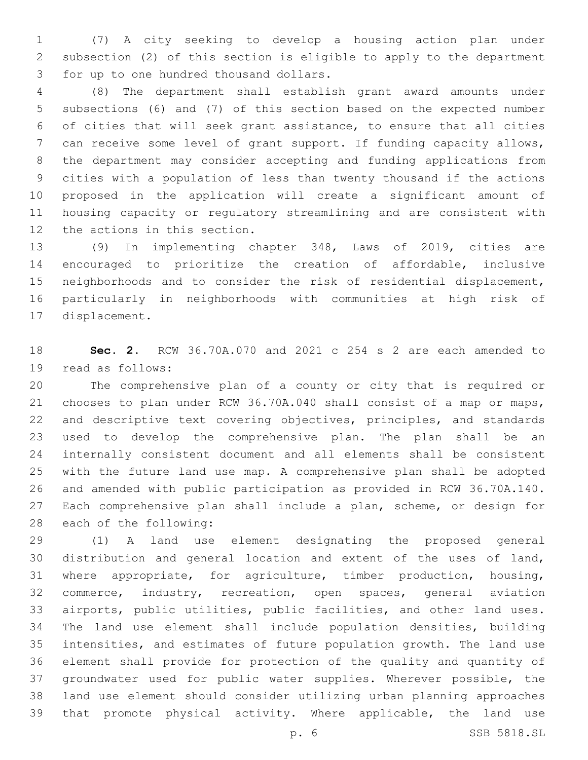(7) A city seeking to develop a housing action plan under subsection (2) of this section is eligible to apply to the department for up to one hundred thousand dollars.

(8) The department shall establish grant award amounts under subsections (6) and (7) of this section based on the expected number of cities that will seek grant assistance, to ensure that all cities can receive some level of grant support. If funding capacity allows, the department may consider accepting and funding applications from cities with a population of less than twenty thousand if the actions proposed in the application will create a significant amount of housing capacity or regulatory streamlining and are consistent with the actions in this section.

(9) In implementing chapter 348, Laws of 2019, cities are encouraged to prioritize the creation of affordable, inclusive neighborhoods and to consider the risk of residential displacement, particularly in neighborhoods with communities at high risk of displacement.

**Sec. 2.** RCW 36.70A.070 and 2021 c 254 s 2 are each amended to read as follows:

The comprehensive plan of a county or city that is required or chooses to plan under RCW 36.70A.040 shall consist of a map or maps, and descriptive text covering objectives, principles, and standards used to develop the comprehensive plan. The plan shall be an internally consistent document and all elements shall be consistent with the future land use map. A comprehensive plan shall be adopted and amended with public participation as provided in RCW 36.70A.140. Each comprehensive plan shall include a plan, scheme, or design for each of the following:

(1) A land use element designating the proposed general distribution and general location and extent of the uses of land, where appropriate, for agriculture, timber production, housing, commerce, industry, recreation, open spaces, general aviation airports, public utilities, public facilities, and other land uses. The land use element shall include population densities, building intensities, and estimates of future population growth. The land use element shall provide for protection of the quality and quantity of groundwater used for public water supplies. Wherever possible, the land use element should consider utilizing urban planning approaches that promote physical activity. Where applicable, the land use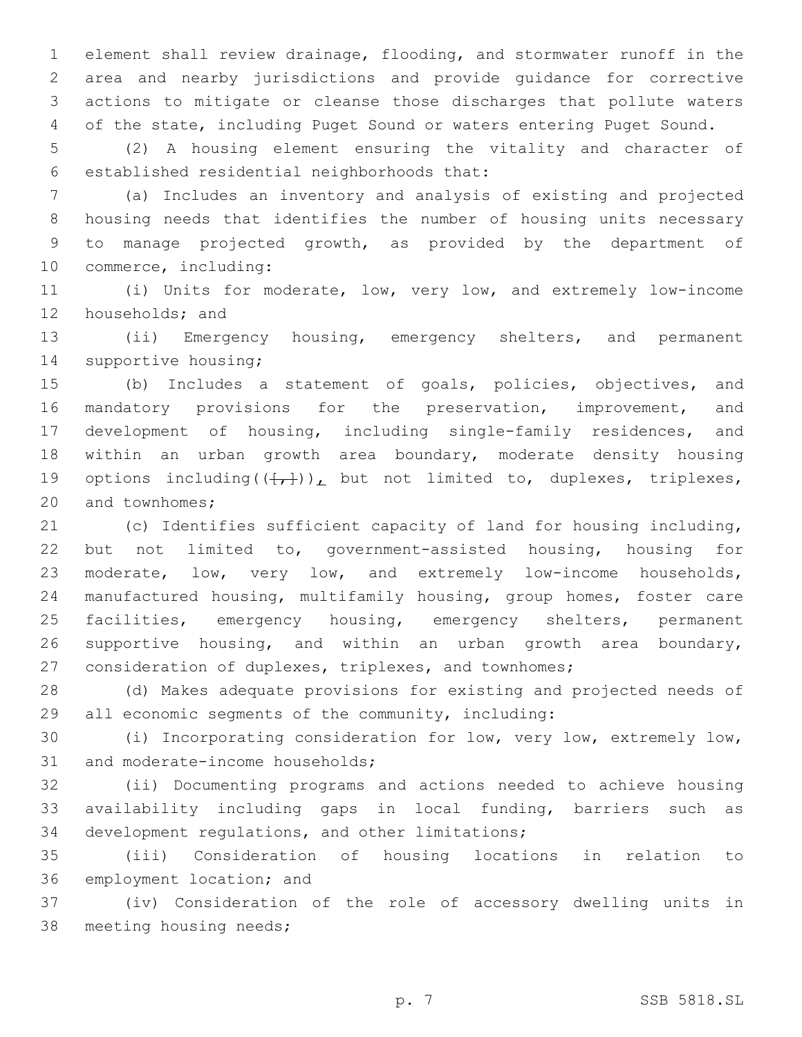element shall review drainage, flooding, and stormwater runoff in the area and nearby jurisdictions and provide guidance for corrective actions to mitigate or cleanse those discharges that pollute waters of the state, including Puget Sound or waters entering Puget Sound.

(2) A housing element ensuring the vitality and character of established residential neighborhoods that:

(a) Includes an inventory and analysis of existing and projected housing needs that identifies the number of housing units necessary to manage projected growth, as provided by the department of commerce, including:

(i) Units for moderate, low, very low, and extremely low-income households; and

(ii) Emergency housing, emergency shelters, and permanent supportive housing;

(b) Includes a statement of goals, policies, objectives, and mandatory provisions for the preservation, improvement, and development of housing, including single-family residences, and within an urban growth area boundary, moderate density housing options including((~~[,]~~)), but not limited to, duplexes, triplexes, and townhomes;

(c) Identifies sufficient capacity of land for housing including, but not limited to, government-assisted housing, housing for moderate, low, very low, and extremely low-income households, manufactured housing, multifamily housing, group homes, foster care facilities, emergency housing, emergency shelters, permanent supportive housing, and within an urban growth area boundary, consideration of duplexes, triplexes, and townhomes;

(d) Makes adequate provisions for existing and projected needs of all economic segments of the community, including:

(i) Incorporating consideration for low, very low, extremely low, and moderate-income households;

(ii) Documenting programs and actions needed to achieve housing availability including gaps in local funding, barriers such as development regulations, and other limitations;

(iii) Consideration of housing locations in relation to employment location; and

(iv) Consideration of the role of accessory dwelling units in meeting housing needs;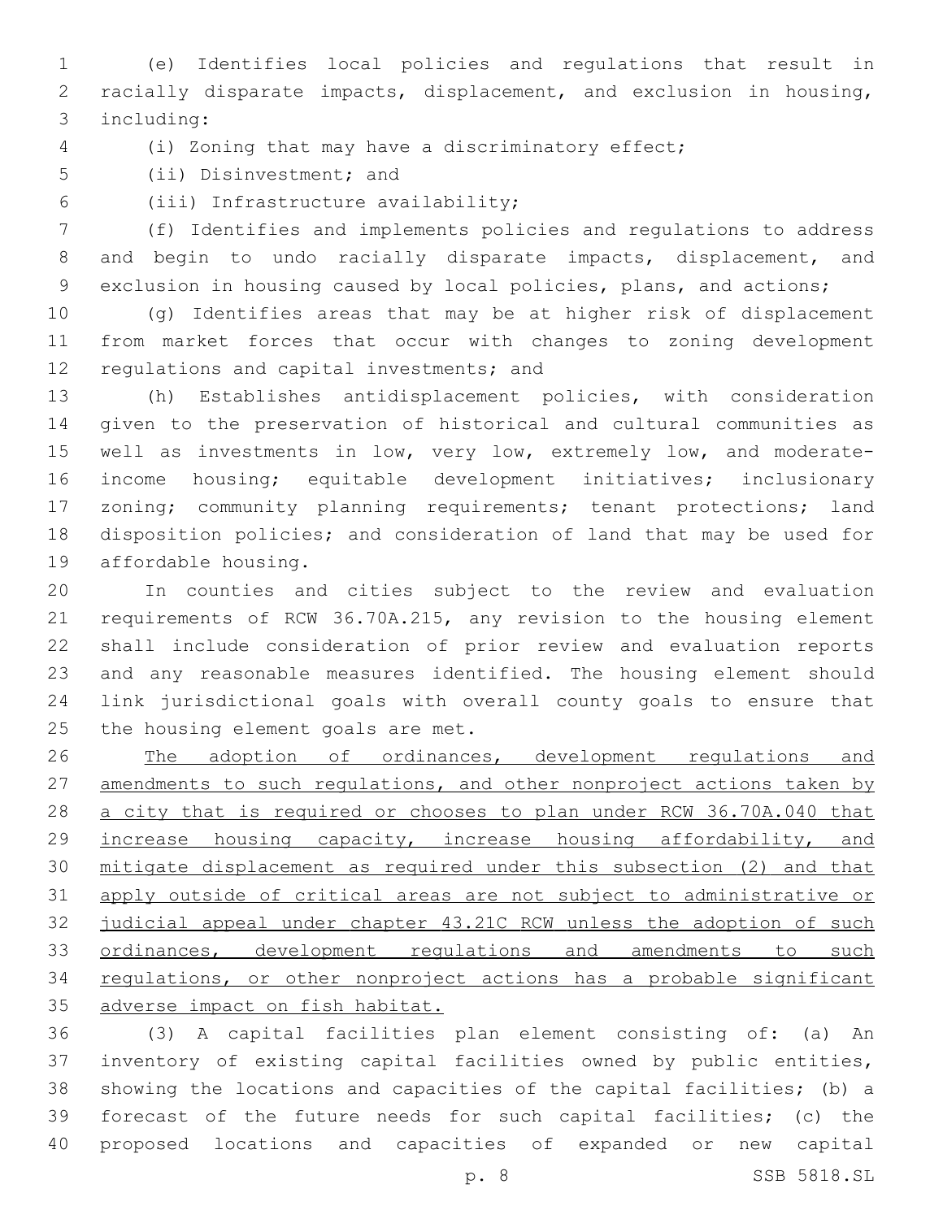(e) Identifies local policies and regulations that result in racially disparate impacts, displacement, and exclusion in housing, including:

(i) Zoning that may have a discriminatory effect;

(ii) Disinvestment; and

(iii) Infrastructure availability;

(f) Identifies and implements policies and regulations to address and begin to undo racially disparate impacts, displacement, and exclusion in housing caused by local policies, plans, and actions;

(g) Identifies areas that may be at higher risk of displacement from market forces that occur with changes to zoning development regulations and capital investments; and

(h) Establishes antidisplacement policies, with consideration given to the preservation of historical and cultural communities as well as investments in low, very low, extremely low, and moderate-income housing; equitable development initiatives; inclusionary zoning; community planning requirements; tenant protections; land disposition policies; and consideration of land that may be used for affordable housing.

In counties and cities subject to the review and evaluation requirements of RCW 36.70A.215, any revision to the housing element shall include consideration of prior review and evaluation reports and any reasonable measures identified. The housing element should link jurisdictional goals with overall county goals to ensure that the housing element goals are met.

<u>The adoption of ordinances, development regulations and amendments to such regulations, and other nonproject actions taken by a city that is required or chooses to plan under RCW 36.70A.040 that increase housing capacity, increase housing affordability, and mitigate displacement as required under this subsection (2) and that apply outside of critical areas are not subject to administrative or judicial appeal under chapter 43.21C RCW unless the adoption of such ordinances, development regulations and amendments to such regulations, or other nonproject actions has a probable significant adverse impact on fish habitat.</u>

(3) A capital facilities plan element consisting of: (a) An inventory of existing capital facilities owned by public entities, showing the locations and capacities of the capital facilities; (b) a forecast of the future needs for such capital facilities; (c) the proposed locations and capacities of expanded or new capital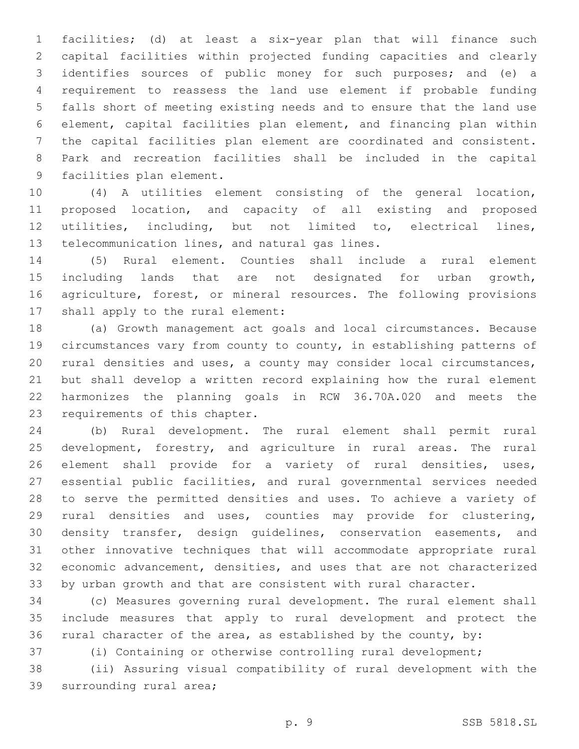facilities; (d) at least a six-year plan that will finance such capital facilities within projected funding capacities and clearly identifies sources of public money for such purposes; and (e) a requirement to reassess the land use element if probable funding falls short of meeting existing needs and to ensure that the land use element, capital facilities plan element, and financing plan within the capital facilities plan element are coordinated and consistent. Park and recreation facilities shall be included in the capital facilities plan element.

(4) A utilities element consisting of the general location, proposed location, and capacity of all existing and proposed utilities, including, but not limited to, electrical lines, telecommunication lines, and natural gas lines.

(5) Rural element. Counties shall include a rural element including lands that are not designated for urban growth, agriculture, forest, or mineral resources. The following provisions shall apply to the rural element:

(a) Growth management act goals and local circumstances. Because circumstances vary from county to county, in establishing patterns of rural densities and uses, a county may consider local circumstances, but shall develop a written record explaining how the rural element harmonizes the planning goals in RCW 36.70A.020 and meets the requirements of this chapter.

(b) Rural development. The rural element shall permit rural development, forestry, and agriculture in rural areas. The rural element shall provide for a variety of rural densities, uses, essential public facilities, and rural governmental services needed to serve the permitted densities and uses. To achieve a variety of rural densities and uses, counties may provide for clustering, density transfer, design guidelines, conservation easements, and other innovative techniques that will accommodate appropriate rural economic advancement, densities, and uses that are not characterized by urban growth and that are consistent with rural character.

(c) Measures governing rural development. The rural element shall include measures that apply to rural development and protect the rural character of the area, as established by the county, by:

(i) Containing or otherwise controlling rural development;

(ii) Assuring visual compatibility of rural development with the surrounding rural area;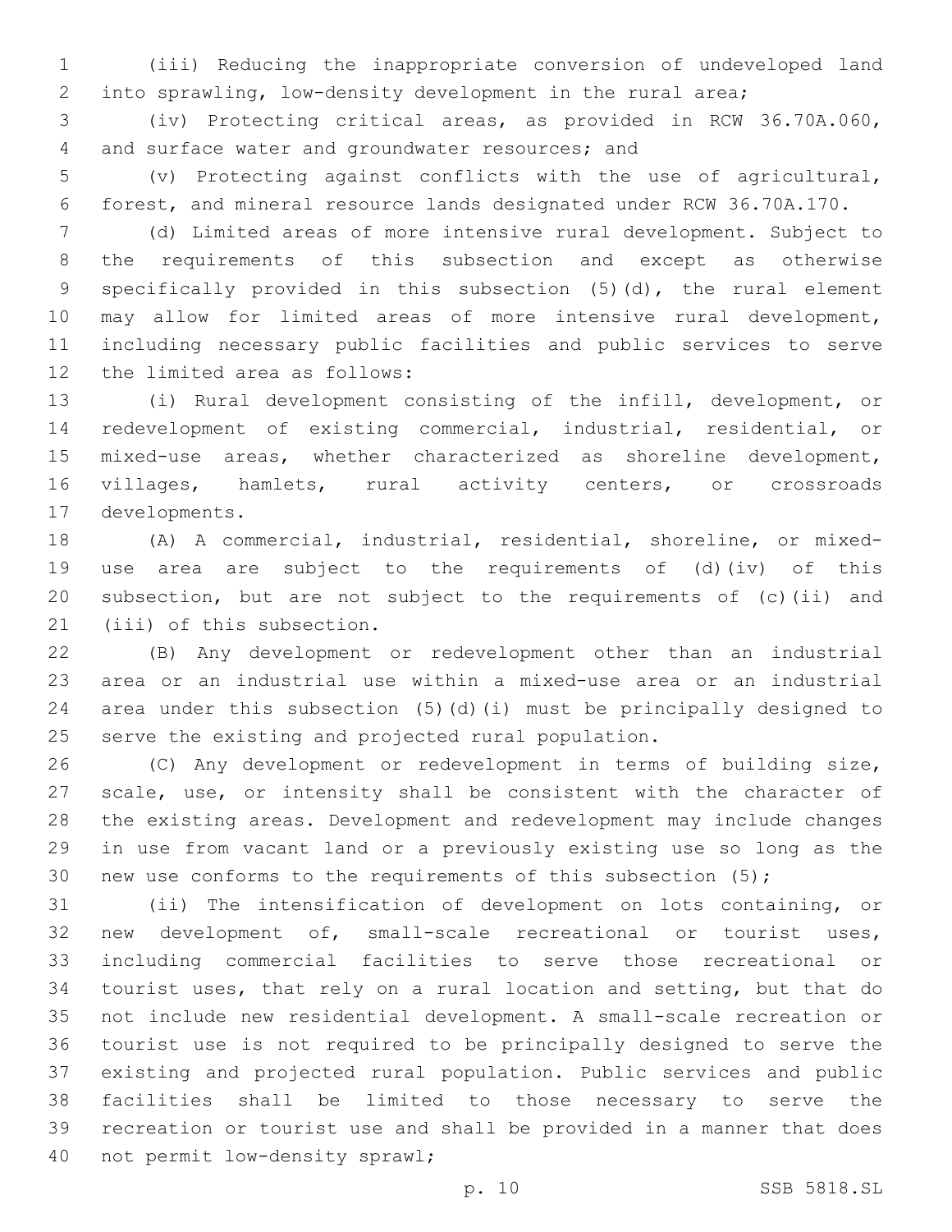(iii) Reducing the inappropriate conversion of undeveloped land into sprawling, low-density development in the rural area;

(iv) Protecting critical areas, as provided in RCW 36.70A.060, and surface water and groundwater resources; and

(v) Protecting against conflicts with the use of agricultural, forest, and mineral resource lands designated under RCW 36.70A.170.

(d) Limited areas of more intensive rural development. Subject to the requirements of this subsection and except as otherwise specifically provided in this subsection (5)(d), the rural element may allow for limited areas of more intensive rural development, including necessary public facilities and public services to serve the limited area as follows:

(i) Rural development consisting of the infill, development, or redevelopment of existing commercial, industrial, residential, or mixed-use areas, whether characterized as shoreline development, villages, hamlets, rural activity centers, or crossroads developments.

(A) A commercial, industrial, residential, shoreline, or mixed-use area are subject to the requirements of (d)(iv) of this subsection, but are not subject to the requirements of (c)(ii) and (iii) of this subsection.

(B) Any development or redevelopment other than an industrial area or an industrial use within a mixed-use area or an industrial area under this subsection (5)(d)(i) must be principally designed to serve the existing and projected rural population.

(C) Any development or redevelopment in terms of building size, scale, use, or intensity shall be consistent with the character of the existing areas. Development and redevelopment may include changes in use from vacant land or a previously existing use so long as the new use conforms to the requirements of this subsection (5);

(ii) The intensification of development on lots containing, or new development of, small-scale recreational or tourist uses, including commercial facilities to serve those recreational or tourist uses, that rely on a rural location and setting, but that do not include new residential development. A small-scale recreation or tourist use is not required to be principally designed to serve the existing and projected rural population. Public services and public facilities shall be limited to those necessary to serve the recreation or tourist use and shall be provided in a manner that does not permit low-density sprawl;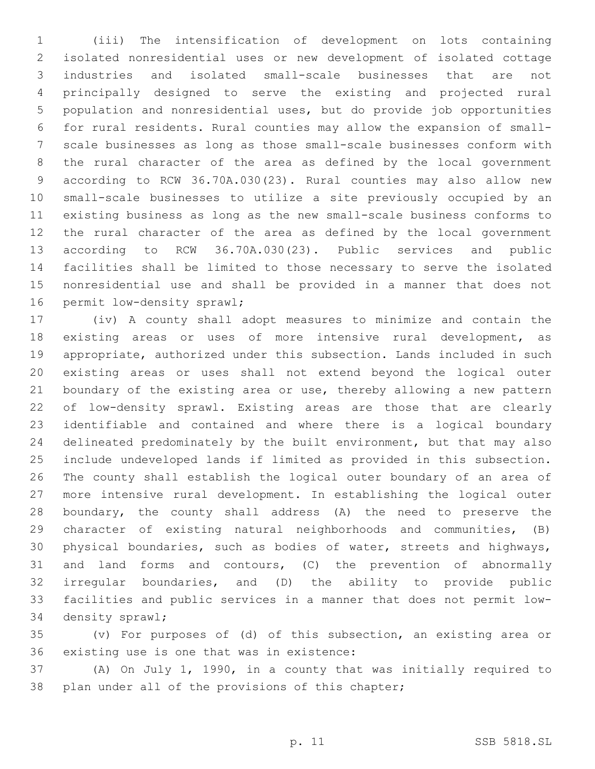(iii) The intensification of development on lots containing isolated nonresidential uses or new development of isolated cottage industries and isolated small-scale businesses that are not principally designed to serve the existing and projected rural population and nonresidential uses, but do provide job opportunities for rural residents. Rural counties may allow the expansion of small-scale businesses as long as those small-scale businesses conform with the rural character of the area as defined by the local government according to RCW 36.70A.030(23). Rural counties may also allow new small-scale businesses to utilize a site previously occupied by an existing business as long as the new small-scale business conforms to the rural character of the area as defined by the local government according to RCW 36.70A.030(23). Public services and public facilities shall be limited to those necessary to serve the isolated nonresidential use and shall be provided in a manner that does not permit low-density sprawl;

(iv) A county shall adopt measures to minimize and contain the existing areas or uses of more intensive rural development, as appropriate, authorized under this subsection. Lands included in such existing areas or uses shall not extend beyond the logical outer boundary of the existing area or use, thereby allowing a new pattern of low-density sprawl. Existing areas are those that are clearly identifiable and contained and where there is a logical boundary delineated predominately by the built environment, but that may also include undeveloped lands if limited as provided in this subsection. The county shall establish the logical outer boundary of an area of more intensive rural development. In establishing the logical outer boundary, the county shall address (A) the need to preserve the character of existing natural neighborhoods and communities, (B) physical boundaries, such as bodies of water, streets and highways, and land forms and contours, (C) the prevention of abnormally irregular boundaries, and (D) the ability to provide public facilities and public services in a manner that does not permit low-density sprawl;

(v) For purposes of (d) of this subsection, an existing area or existing use is one that was in existence:

(A) On July 1, 1990, in a county that was initially required to plan under all of the provisions of this chapter;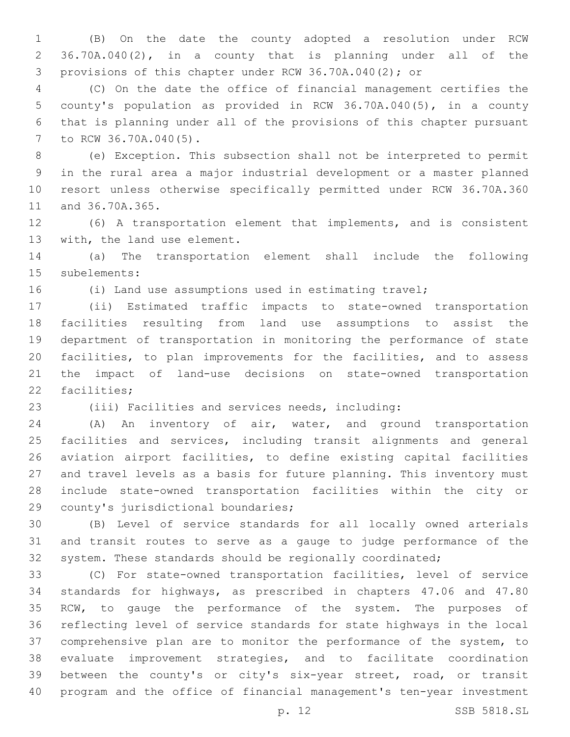(B) On the date the county adopted a resolution under RCW 36.70A.040(2), in a county that is planning under all of the provisions of this chapter under RCW 36.70A.040(2); or

(C) On the date the office of financial management certifies the county's population as provided in RCW 36.70A.040(5), in a county that is planning under all of the provisions of this chapter pursuant to RCW 36.70A.040(5).

(e) Exception. This subsection shall not be interpreted to permit in the rural area a major industrial development or a master planned resort unless otherwise specifically permitted under RCW 36.70A.360 and 36.70A.365.

(6) A transportation element that implements, and is consistent with, the land use element.

(a) The transportation element shall include the following subelements:

(i) Land use assumptions used in estimating travel;

(ii) Estimated traffic impacts to state-owned transportation facilities resulting from land use assumptions to assist the department of transportation in monitoring the performance of state facilities, to plan improvements for the facilities, and to assess the impact of land-use decisions on state-owned transportation facilities;

(iii) Facilities and services needs, including:

(A) An inventory of air, water, and ground transportation facilities and services, including transit alignments and general aviation airport facilities, to define existing capital facilities and travel levels as a basis for future planning. This inventory must include state-owned transportation facilities within the city or county's jurisdictional boundaries;

(B) Level of service standards for all locally owned arterials and transit routes to serve as a gauge to judge performance of the system. These standards should be regionally coordinated;

(C) For state-owned transportation facilities, level of service standards for highways, as prescribed in chapters 47.06 and 47.80 RCW, to gauge the performance of the system. The purposes of reflecting level of service standards for state highways in the local comprehensive plan are to monitor the performance of the system, to evaluate improvement strategies, and to facilitate coordination between the county's or city's six-year street, road, or transit program and the office of financial management's ten-year investment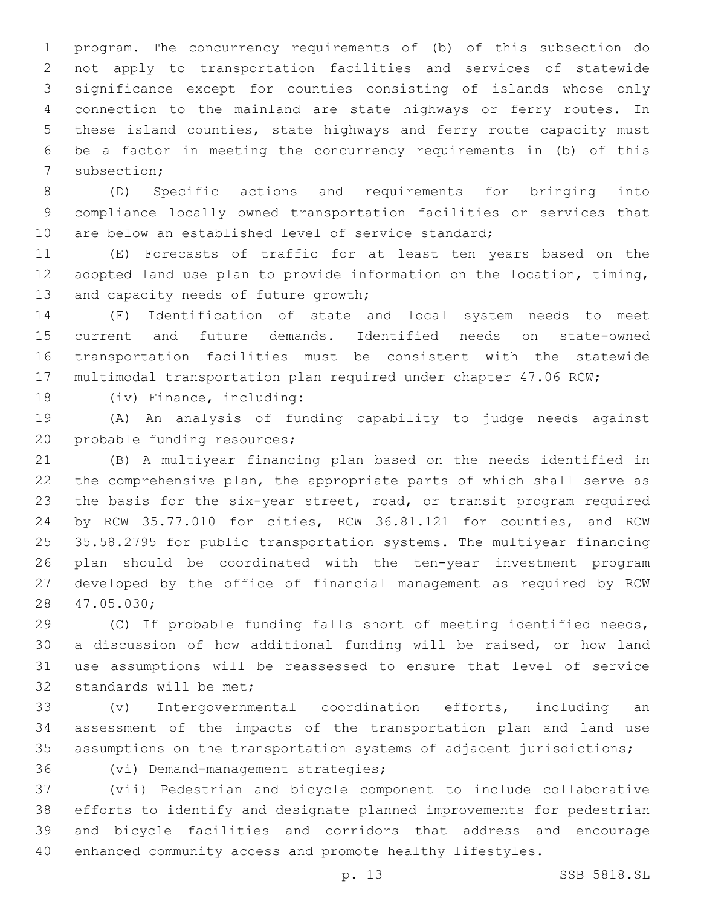program. The concurrency requirements of (b) of this subsection do not apply to transportation facilities and services of statewide significance except for counties consisting of islands whose only connection to the mainland are state highways or ferry routes. In these island counties, state highways and ferry route capacity must be a factor in meeting the concurrency requirements in (b) of this subsection;

(D) Specific actions and requirements for bringing into compliance locally owned transportation facilities or services that are below an established level of service standard;

(E) Forecasts of traffic for at least ten years based on the adopted land use plan to provide information on the location, timing, and capacity needs of future growth;

(F) Identification of state and local system needs to meet current and future demands. Identified needs on state-owned transportation facilities must be consistent with the statewide multimodal transportation plan required under chapter 47.06 RCW;

(iv) Finance, including:

(A) An analysis of funding capability to judge needs against probable funding resources;

(B) A multiyear financing plan based on the needs identified in the comprehensive plan, the appropriate parts of which shall serve as the basis for the six-year street, road, or transit program required by RCW 35.77.010 for cities, RCW 36.81.121 for counties, and RCW 35.58.2795 for public transportation systems. The multiyear financing plan should be coordinated with the ten-year investment program developed by the office of financial management as required by RCW 47.05.030;

(C) If probable funding falls short of meeting identified needs, a discussion of how additional funding will be raised, or how land use assumptions will be reassessed to ensure that level of service standards will be met;

(v) Intergovernmental coordination efforts, including an assessment of the impacts of the transportation plan and land use assumptions on the transportation systems of adjacent jurisdictions;

(vi) Demand-management strategies;

(vii) Pedestrian and bicycle component to include collaborative efforts to identify and designate planned improvements for pedestrian and bicycle facilities and corridors that address and encourage enhanced community access and promote healthy lifestyles.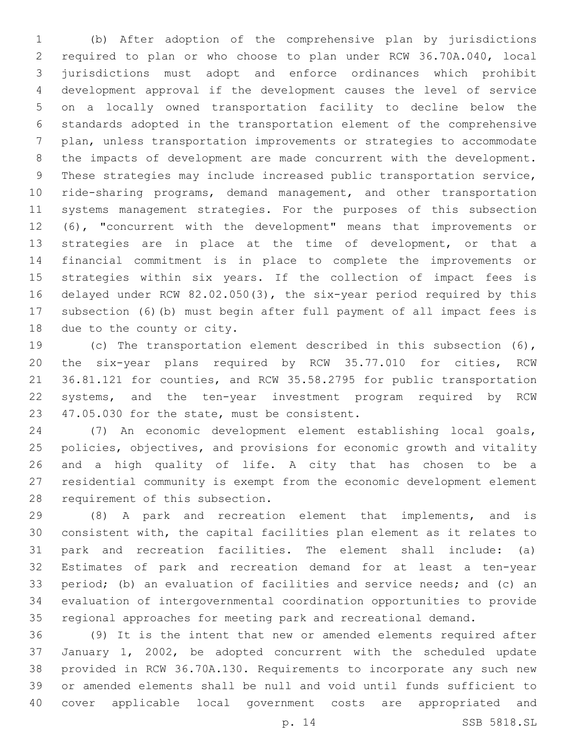(b) After adoption of the comprehensive plan by jurisdictions required to plan or who choose to plan under RCW 36.70A.040, local jurisdictions must adopt and enforce ordinances which prohibit development approval if the development causes the level of service on a locally owned transportation facility to decline below the standards adopted in the transportation element of the comprehensive plan, unless transportation improvements or strategies to accommodate the impacts of development are made concurrent with the development. These strategies may include increased public transportation service, ride-sharing programs, demand management, and other transportation systems management strategies. For the purposes of this subsection (6), "concurrent with the development" means that improvements or strategies are in place at the time of development, or that a financial commitment is in place to complete the improvements or strategies within six years. If the collection of impact fees is delayed under RCW 82.02.050(3), the six-year period required by this subsection (6)(b) must begin after full payment of all impact fees is due to the county or city.

(c) The transportation element described in this subsection (6), the six-year plans required by RCW 35.77.010 for cities, RCW 36.81.121 for counties, and RCW 35.58.2795 for public transportation systems, and the ten-year investment program required by RCW 47.05.030 for the state, must be consistent.

(7) An economic development element establishing local goals, policies, objectives, and provisions for economic growth and vitality and a high quality of life. A city that has chosen to be a residential community is exempt from the economic development element requirement of this subsection.

(8) A park and recreation element that implements, and is consistent with, the capital facilities plan element as it relates to park and recreation facilities. The element shall include: (a) Estimates of park and recreation demand for at least a ten-year period; (b) an evaluation of facilities and service needs; and (c) an evaluation of intergovernmental coordination opportunities to provide regional approaches for meeting park and recreational demand.

(9) It is the intent that new or amended elements required after January 1, 2002, be adopted concurrent with the scheduled update provided in RCW 36.70A.130. Requirements to incorporate any such new or amended elements shall be null and void until funds sufficient to cover applicable local government costs are appropriated and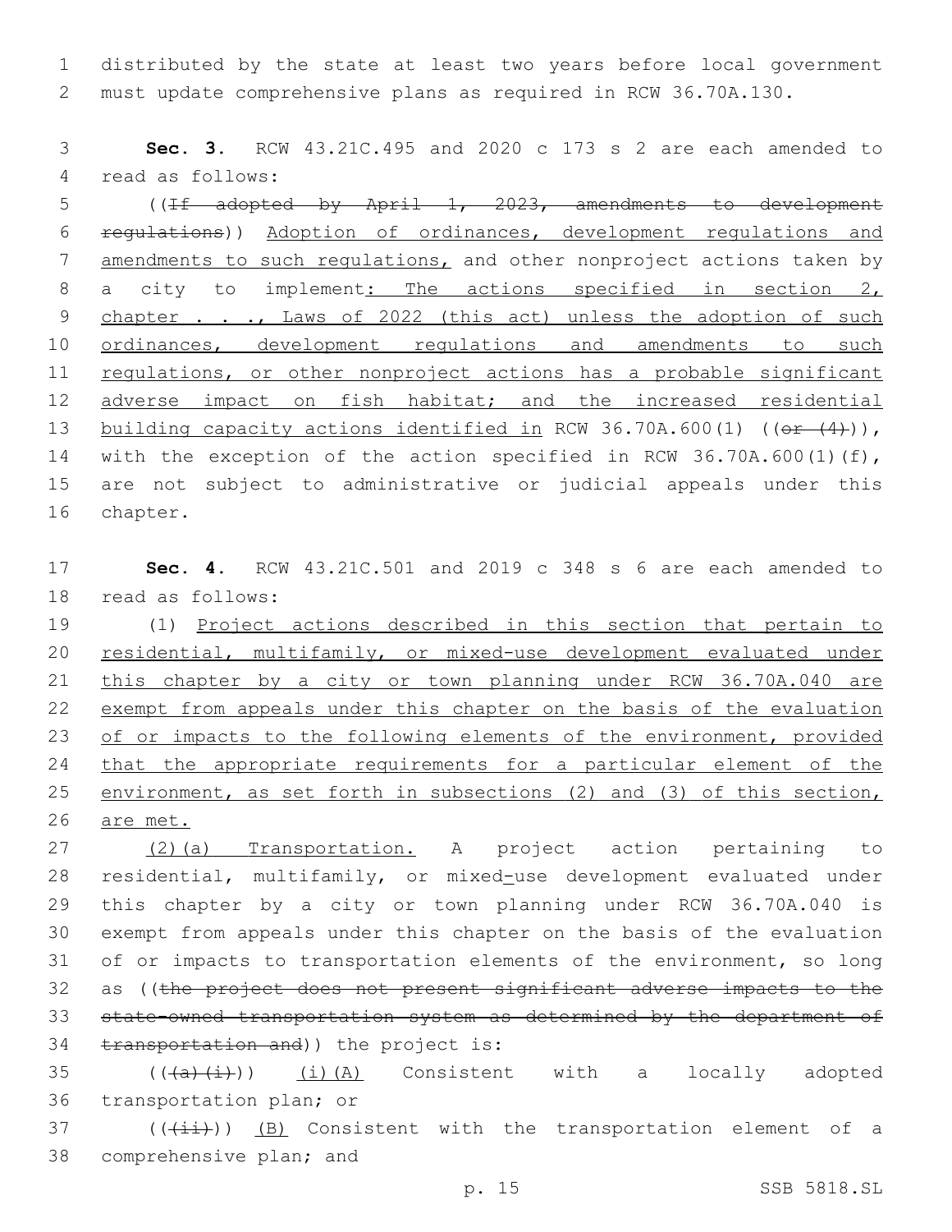distributed by the state at least two years before local government must update comprehensive plans as required in RCW 36.70A.130.

**Sec. 3.** RCW 43.21C.495 and 2020 c 173 s 2 are each amended to read as follows:

((~~If adopted by April 1, 2023, amendments to development regulations~~)) <u>Adoption of ordinances, development regulations and amendments to such regulations,</u> and other nonproject actions taken by a city to implement<u>: The actions specified in section 2, chapter . . ., Laws of 2022 (this act) unless the adoption of such ordinances, development regulations and amendments to such regulations, or other nonproject actions has a probable significant adverse impact on fish habitat; and the increased residential building capacity actions identified in</u> RCW 36.70A.600(1) ((~~or (4)~~)), with the exception of the action specified in RCW 36.70A.600(1)(f), are not subject to administrative or judicial appeals under this chapter.

**Sec. 4.** RCW 43.21C.501 and 2019 c 348 s 6 are each amended to read as follows:

(1) <u>Project actions described in this section that pertain to residential, multifamily, or mixed-use development evaluated under this chapter by a city or town planning under RCW 36.70A.040 are exempt from appeals under this chapter on the basis of the evaluation of or impacts to the following elements of the environment, provided that the appropriate requirements for a particular element of the environment, as set forth in subsections (2) and (3) of this section, are met.</u>

<u>(2)(a) Transportation.</u> A project action pertaining to residential, multifamily, or mixed-use development evaluated under this chapter by a city or town planning under RCW 36.70A.040 is exempt from appeals under this chapter on the basis of the evaluation of or impacts to transportation elements of the environment, so long as ((~~the project does not present significant adverse impacts to the state-owned transportation system as determined by the department of transportation and~~)) the project is:

((~~(a)(i)~~)) <u>(i)(A)</u> Consistent with a locally adopted transportation plan; or

((~~(ii)~~)) <u>(B)</u> Consistent with the transportation element of a comprehensive plan; and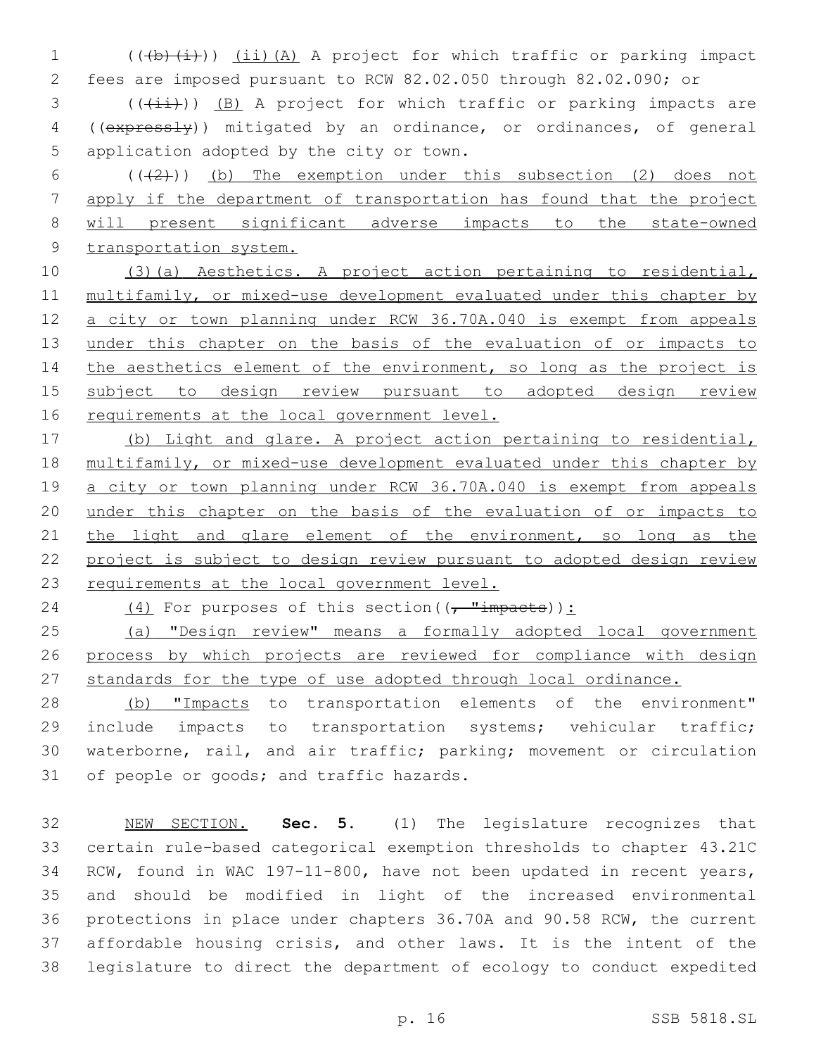((~~(b)(i)~~)) (ii)(A) A project for which traffic or parking impact fees are imposed pursuant to RCW 82.02.050 through 82.02.090; or

((~~(ii)~~)) (B) A project for which traffic or parking impacts are ((~~expressly~~)) mitigated by an ordinance, or ordinances, of general application adopted by the city or town.

((~~(2)~~)) (b) The exemption under this subsection (2) does not apply if the department of transportation has found that the project will present significant adverse impacts to the state-owned transportation system.

(3)(a) Aesthetics. A project action pertaining to residential, multifamily, or mixed-use development evaluated under this chapter by a city or town planning under RCW 36.70A.040 is exempt from appeals under this chapter on the basis of the evaluation of or impacts to the aesthetics element of the environment, so long as the project is subject to design review pursuant to adopted design review requirements at the local government level.

(b) Light and glare. A project action pertaining to residential, multifamily, or mixed-use development evaluated under this chapter by a city or town planning under RCW 36.70A.040 is exempt from appeals under this chapter on the basis of the evaluation of or impacts to the light and glare element of the environment, so long as the project is subject to design review pursuant to adopted design review requirements at the local government level.

(4) For purposes of this section((~~, "impacts~~)):

(a) "Design review" means a formally adopted local government process by which projects are reviewed for compliance with design standards for the type of use adopted through local ordinance.

(b) "Impacts to transportation elements of the environment" include impacts to transportation systems; vehicular traffic; waterborne, rail, and air traffic; parking; movement or circulation of people or goods; and traffic hazards.

NEW SECTION. **Sec. 5.** (1) The legislature recognizes that certain rule-based categorical exemption thresholds to chapter 43.21C RCW, found in WAC 197-11-800, have not been updated in recent years, and should be modified in light of the increased environmental protections in place under chapters 36.70A and 90.58 RCW, the current affordable housing crisis, and other laws. It is the intent of the legislature to direct the department of ecology to conduct expedited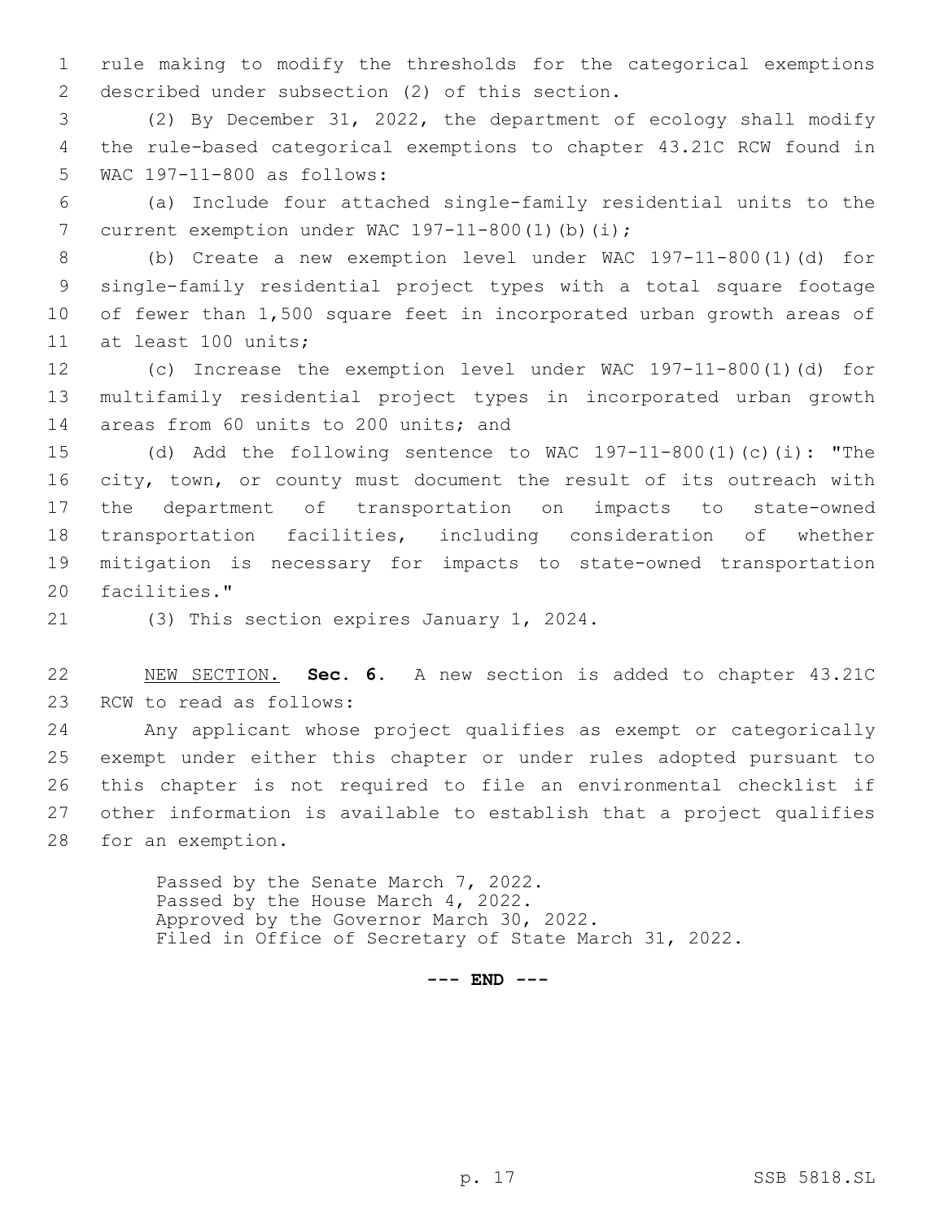rule making to modify the thresholds for the categorical exemptions described under subsection (2) of this section.

(2) By December 31, 2022, the department of ecology shall modify the rule-based categorical exemptions to chapter 43.21C RCW found in WAC 197-11-800 as follows:

(a) Include four attached single-family residential units to the current exemption under WAC 197-11-800(1)(b)(i);

(b) Create a new exemption level under WAC 197-11-800(1)(d) for single-family residential project types with a total square footage of fewer than 1,500 square feet in incorporated urban growth areas of at least 100 units;

(c) Increase the exemption level under WAC 197-11-800(1)(d) for multifamily residential project types in incorporated urban growth areas from 60 units to 200 units; and

(d) Add the following sentence to WAC 197-11-800(1)(c)(i): "The city, town, or county must document the result of its outreach with the department of transportation on impacts to state-owned transportation facilities, including consideration of whether mitigation is necessary for impacts to state-owned transportation facilities."

(3) This section expires January 1, 2024.

NEW SECTION. **Sec. 6.** A new section is added to chapter 43.21C RCW to read as follows:

Any applicant whose project qualifies as exempt or categorically exempt under either this chapter or under rules adopted pursuant to this chapter is not required to file an environmental checklist if other information is available to establish that a project qualifies for an exemption.

Passed by the Senate March 7, 2022.
Passed by the House March 4, 2022.
Approved by the Governor March 30, 2022.
Filed in Office of Secretary of State March 31, 2022.

**--- END ---**